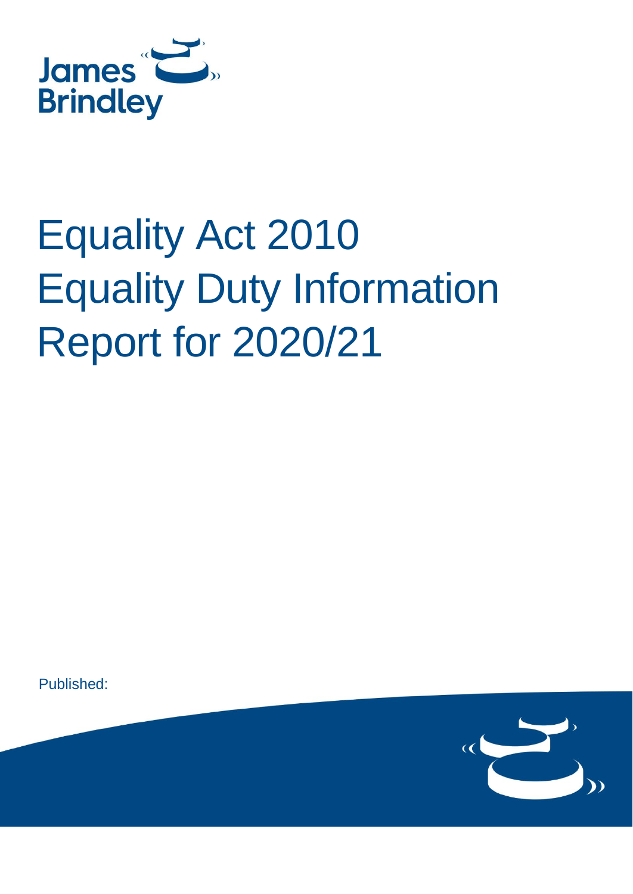James Brindley

# Equality Act 2010 Equality Duty Information Report for 2020/21

Published: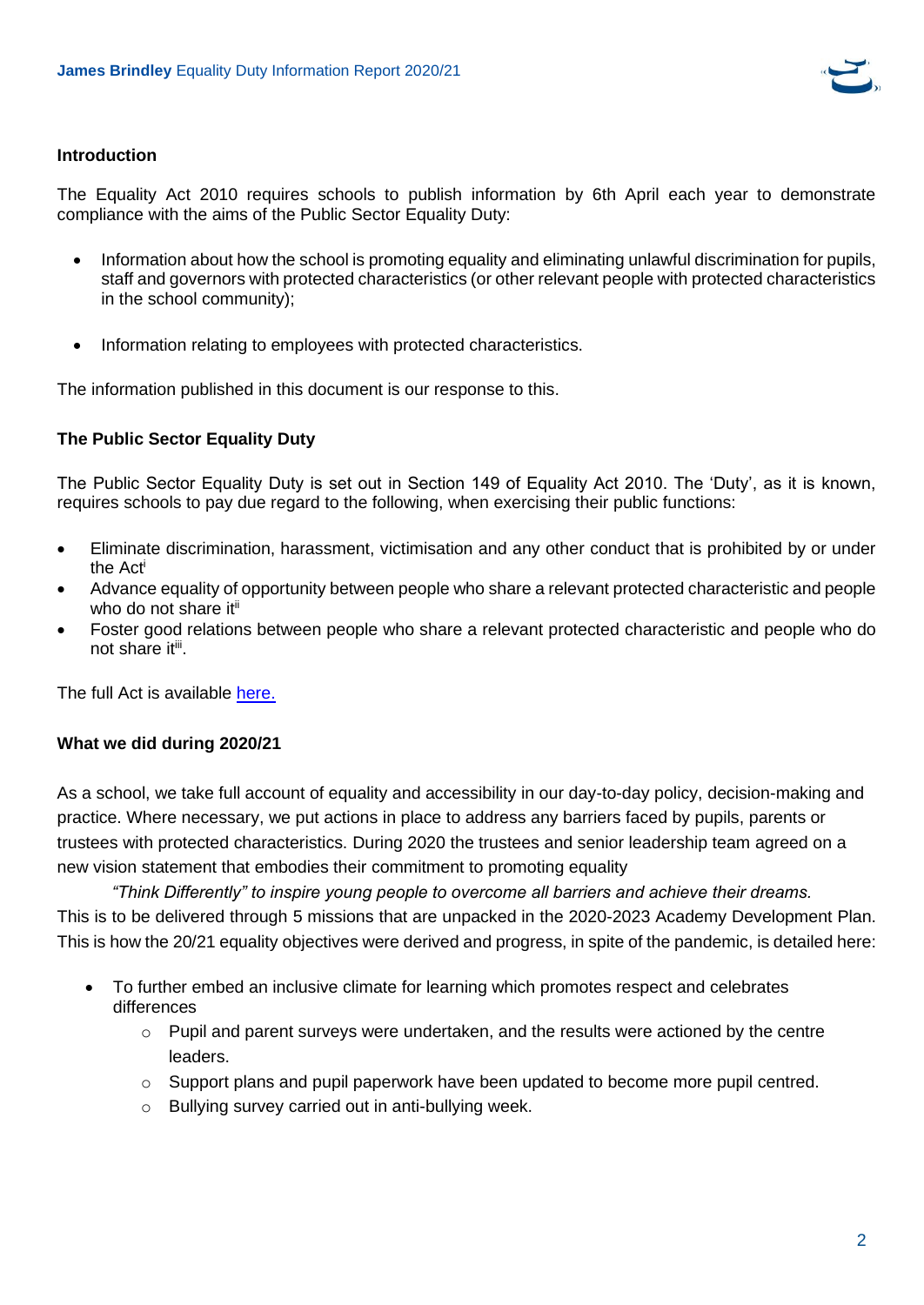**Introduction**

The Equality Act 2010 requires schools to publish information by 6th April each year to demonstrate compliance with the aims of the Public Sector Equality Duty:

- Information about how the school is promoting equality and eliminating unlawful discrimination for pupils, staff and governors with protected characteristics (or other relevant people with protected characteristics in the school community);
- Information relating to employees with protected characteristics.

The information published in this document is our response to this.

**The Public Sector Equality Duty**

The Public Sector Equality Duty is set out in Section 149 of Equality Act 2010. The 'Duty', as it is known, requires schools to pay due regard to the following, when exercising their public functions:

- Eliminate discrimination, harassment, victimisation and any other conduct that is prohibited by or under the Act[i]
- Advance equality of opportunity between people who share a relevant protected characteristic and people who do not share it[ii]
- Foster good relations between people who share a relevant protected characteristic and people who do not share it[iii].

The full Act is available here.

**What we did during 2020/21**

As a school, we take full account of equality and accessibility in our day-to-day policy, decision-making and practice. Where necessary, we put actions in place to address any barriers faced by pupils, parents or trustees with protected characteristics. During 2020 the trustees and senior leadership team agreed on a new vision statement that embodies their commitment to promoting equality

*"Think Differently" to inspire young people to overcome all barriers and achieve their dreams.*

This is to be delivered through 5 missions that are unpacked in the 2020-2023 Academy Development Plan. This is how the 20/21 equality objectives were derived and progress, in spite of the pandemic, is detailed here:

- To further embed an inclusive climate for learning which promotes respect and celebrates differences
  - Pupil and parent surveys were undertaken, and the results were actioned by the centre leaders.
  - Support plans and pupil paperwork have been updated to become more pupil centred.
  - Bullying survey carried out in anti-bullying week.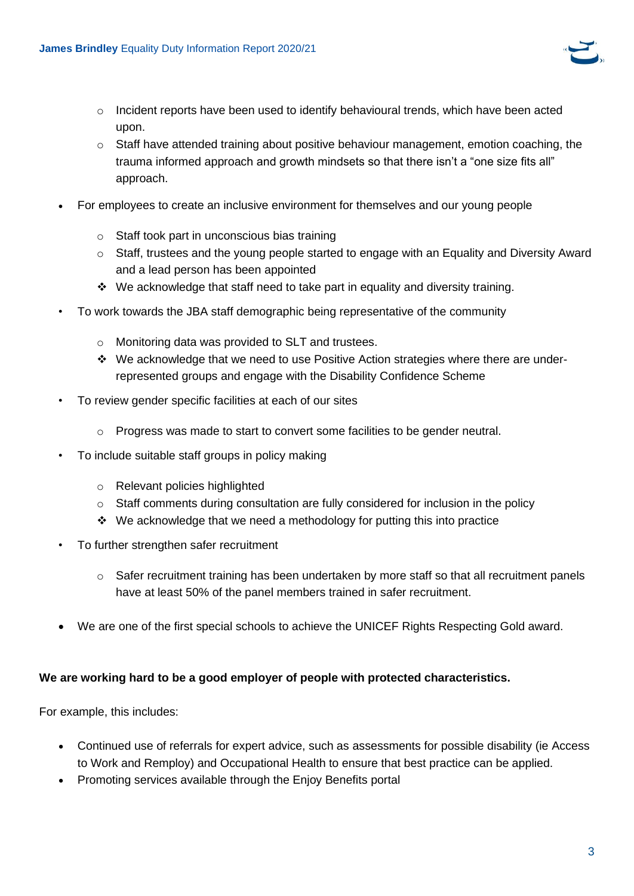- Incident reports have been used to identify behavioural trends, which have been acted upon.
  - Staff have attended training about positive behaviour management, emotion coaching, the trauma informed approach and growth mindsets so that there isn't a "one size fits all" approach.

- For employees to create an inclusive environment for themselves and our young people
  - Staff took part in unconscious bias training
  - Staff, trustees and the young people started to engage with an Equality and Diversity Award and a lead person has been appointed
  - ❖ We acknowledge that staff need to take part in equality and diversity training.

- To work towards the JBA staff demographic being representative of the community
  - Monitoring data was provided to SLT and trustees.
  - ❖ We acknowledge that we need to use Positive Action strategies where there are under-represented groups and engage with the Disability Confidence Scheme

- To review gender specific facilities at each of our sites
  - Progress was made to start to convert some facilities to be gender neutral.

- To include suitable staff groups in policy making
  - Relevant policies highlighted
  - Staff comments during consultation are fully considered for inclusion in the policy
  - ❖ We acknowledge that we need a methodology for putting this into practice

- To further strengthen safer recruitment
  - Safer recruitment training has been undertaken by more staff so that all recruitment panels have at least 50% of the panel members trained in safer recruitment.

- We are one of the first special schools to achieve the UNICEF Rights Respecting Gold award.

**We are working hard to be a good employer of people with protected characteristics.**

For example, this includes:

- Continued use of referrals for expert advice, such as assessments for possible disability (ie Access to Work and Remploy) and Occupational Health to ensure that best practice can be applied.
- Promoting services available through the Enjoy Benefits portal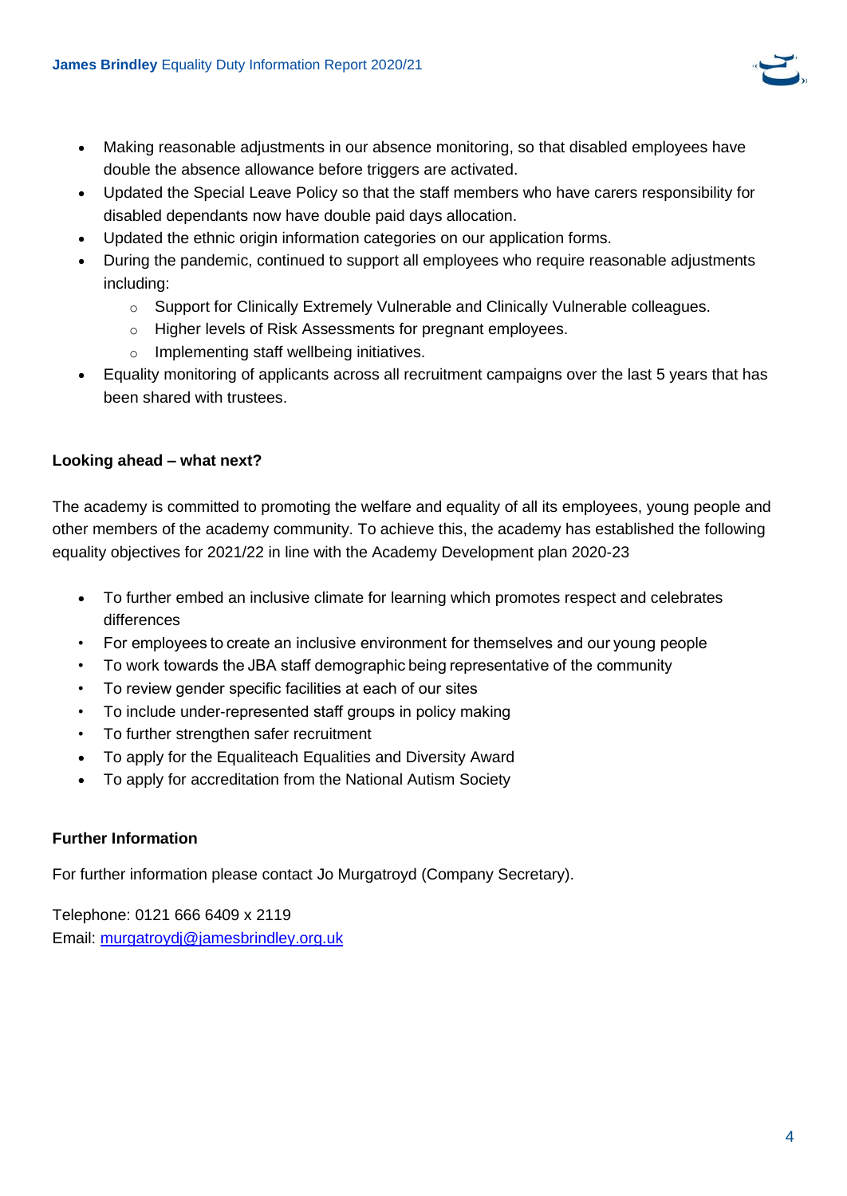- Making reasonable adjustments in our absence monitoring, so that disabled employees have double the absence allowance before triggers are activated.
- Updated the Special Leave Policy so that the staff members who have carers responsibility for disabled dependants now have double paid days allocation.
- Updated the ethnic origin information categories on our application forms.
- During the pandemic, continued to support all employees who require reasonable adjustments including:
  - Support for Clinically Extremely Vulnerable and Clinically Vulnerable colleagues.
  - Higher levels of Risk Assessments for pregnant employees.
  - Implementing staff wellbeing initiatives.
- Equality monitoring of applicants across all recruitment campaigns over the last 5 years that has been shared with trustees.

**Looking ahead – what next?**

The academy is committed to promoting the welfare and equality of all its employees, young people and other members of the academy community. To achieve this, the academy has established the following equality objectives for 2021/22 in line with the Academy Development plan 2020-23

- To further embed an inclusive climate for learning which promotes respect and celebrates differences
- For employees to create an inclusive environment for themselves and our young people
- To work towards the JBA staff demographic being representative of the community
- To review gender specific facilities at each of our sites
- To include under-represented staff groups in policy making
- To further strengthen safer recruitment
- To apply for the Equaliteach Equalities and Diversity Award
- To apply for accreditation from the National Autism Society

**Further Information**

For further information please contact Jo Murgatroyd (Company Secretary).

Telephone: 0121 666 6409 x 2119
Email: murgatroydj@jamesbrindley.org.uk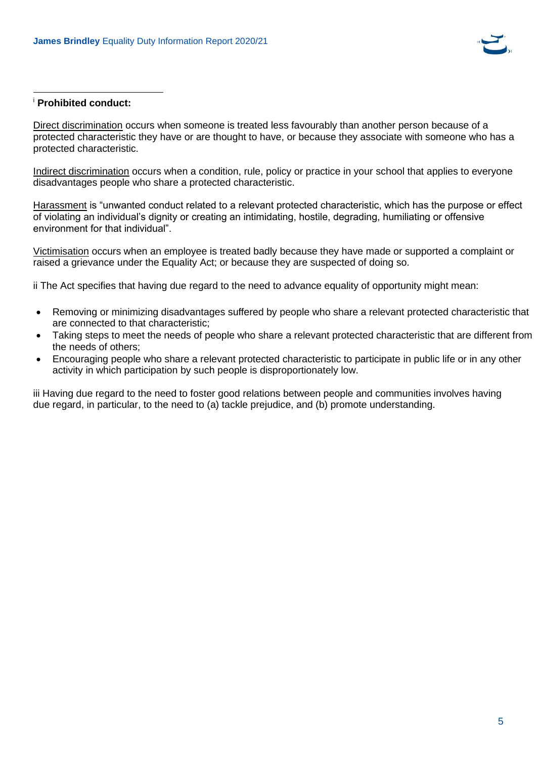[i] **Prohibited conduct:**

Direct discrimination occurs when someone is treated less favourably than another person because of a protected characteristic they have or are thought to have, or because they associate with someone who has a protected characteristic.

Indirect discrimination occurs when a condition, rule, policy or practice in your school that applies to everyone disadvantages people who share a protected characteristic.

Harassment is "unwanted conduct related to a relevant protected characteristic, which has the purpose or effect of violating an individual's dignity or creating an intimidating, hostile, degrading, humiliating or offensive environment for that individual".

Victimisation occurs when an employee is treated badly because they have made or supported a complaint or raised a grievance under the Equality Act; or because they are suspected of doing so.

ii The Act specifies that having due regard to the need to advance equality of opportunity might mean:

- Removing or minimizing disadvantages suffered by people who share a relevant protected characteristic that are connected to that characteristic;
- Taking steps to meet the needs of people who share a relevant protected characteristic that are different from the needs of others;
- Encouraging people who share a relevant protected characteristic to participate in public life or in any other activity in which participation by such people is disproportionately low.

iii Having due regard to the need to foster good relations between people and communities involves having due regard, in particular, to the need to (a) tackle prejudice, and (b) promote understanding.